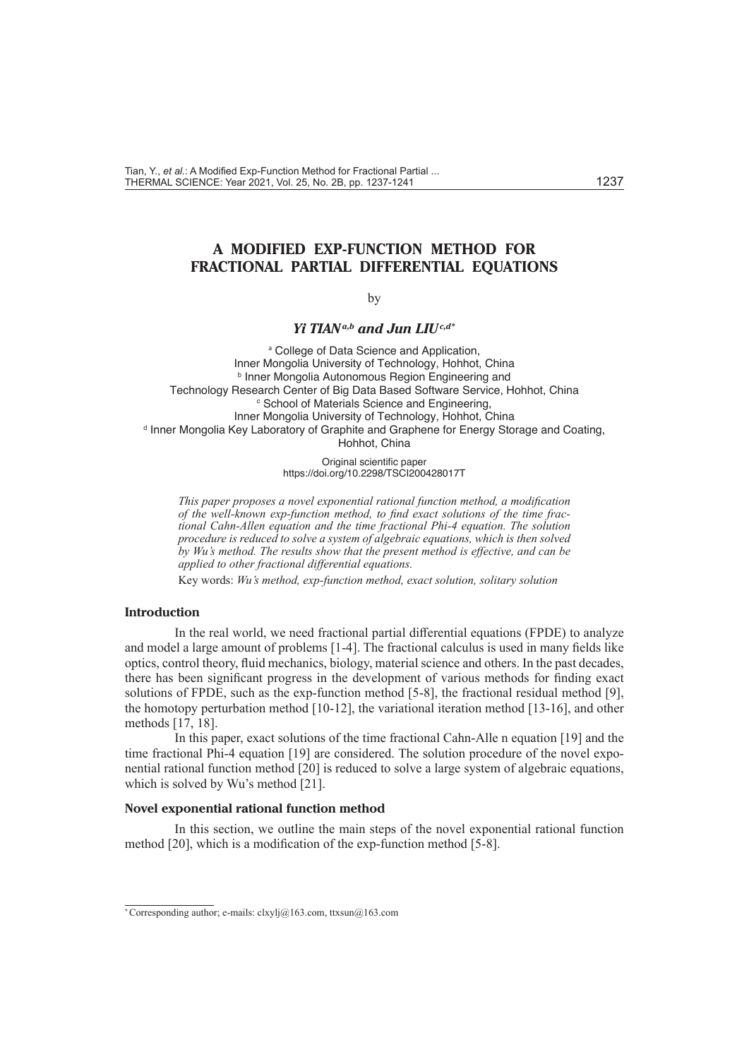# A MODIFIED EXP-FUNCTION METHOD FOR FRACTIONAL PARTIAL DIFFERENTIAL EQUATIONS

by

***Yi TIAN*** [a,b] ***and Jun LIU*** [c,d*]

[a] College of Data Science and Application,
Inner Mongolia University of Technology, Hohhot, China
[b] Inner Mongolia Autonomous Region Engineering and
Technology Research Center of Big Data Based Software Service, Hohhot, China
[c] School of Materials Science and Engineering,
Inner Mongolia University of Technology, Hohhot, China
[d] Inner Mongolia Key Laboratory of Graphite and Graphene for Energy Storage and Coating,
Hohhot, China

Original scientific paper
https://doi.org/10.2298/TSCI200428017T

*This paper proposes a novel exponential rational function method, a modification of the well-known exp-function method, to find exact solutions of the time fractional Cahn-Allen equation and the time fractional Phi-4 equation. The solution procedure is reduced to solve a system of algebraic equations, which is then solved by Wu's method. The results show that the present method is effective, and can be applied to other fractional differential equations.*

Key words: *Wu's method, exp-function method, exact solution, solitary solution*

## Introduction

In the real world, we need fractional partial differential equations (FPDE) to analyze and model a large amount of problems [1-4]. The fractional calculus is used in many fields like optics, control theory, fluid mechanics, biology, material science and others. In the past decades, there has been significant progress in the development of various methods for finding exact solutions of FPDE, such as the exp-function method [5-8], the fractional residual method [9], the homotopy perturbation method [10-12], the variational iteration method [13-16], and other methods [17, 18].

In this paper, exact solutions of the time fractional Cahn-Alle n equation [19] and the time fractional Phi-4 equation [19] are considered. The solution procedure of the novel exponential rational function method [20] is reduced to solve a large system of algebraic equations, which is solved by Wu's method [21].

## Novel exponential rational function method

In this section, we outline the main steps of the novel exponential rational function method [20], which is a modification of the exp-function method [5-8].

---

*Corresponding author; e-mails: clxylj@163.com, ttxsun@163.com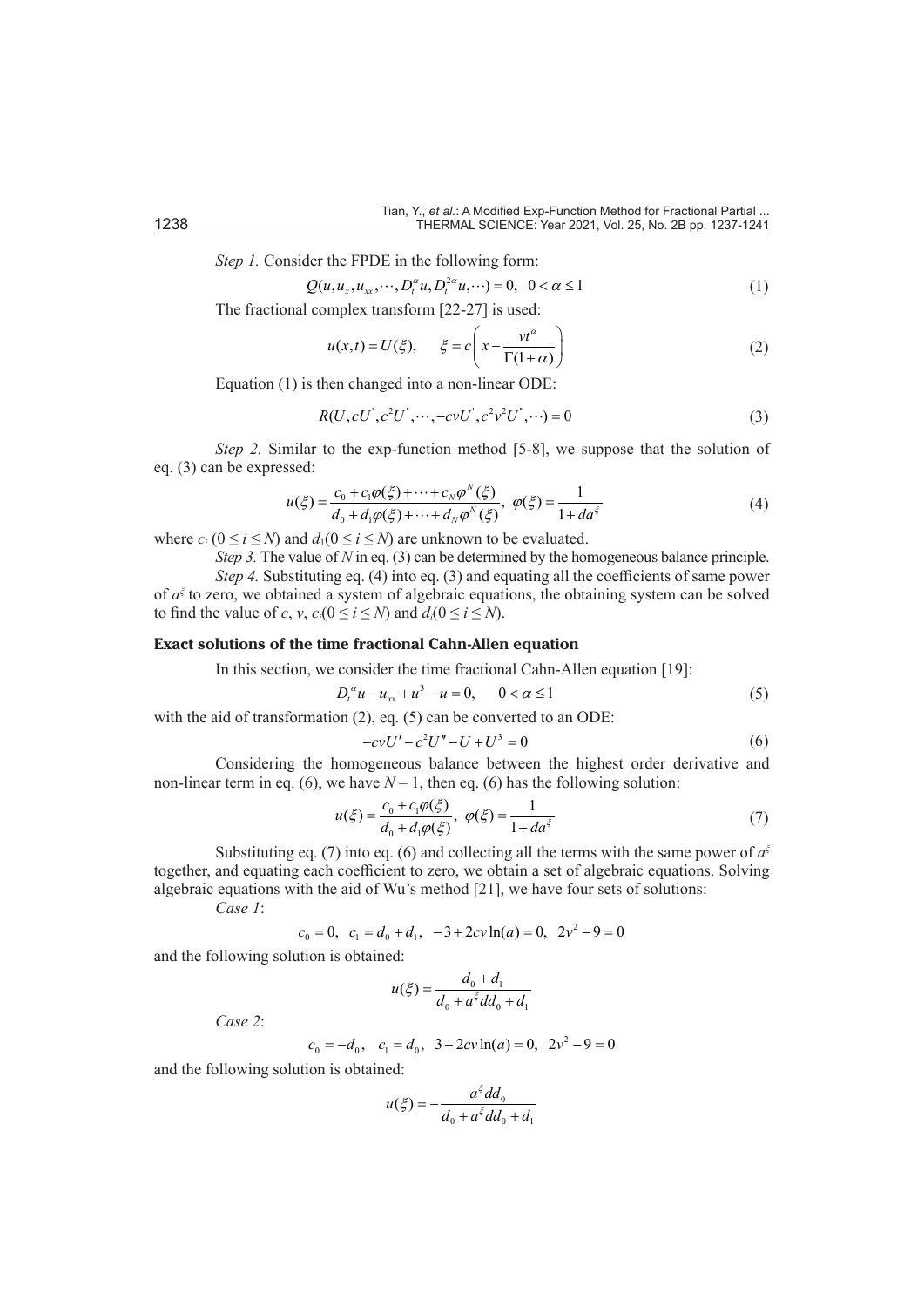*Step 1.* Consider the FPDE in the following form:

$$Q(u, u_x, u_{xx}, \cdots, D_t^{\alpha} u, D_t^{2\alpha} u, \cdots) = 0, \quad 0 < \alpha \leq 1 \tag{1}$$

The fractional complex transform [22-27] is used:

$$u(x,t) = U(\xi), \qquad \xi = c\left(x - \frac{vt^{\alpha}}{\Gamma(1+\alpha)}\right) \tag{2}$$

Equation (1) is then changed into a non-linear ODE:

$$R(U, cU^{'}, c^2U^{''}, \cdots, -cvU^{'}, c^2v^2U^{''}, \cdots) = 0 \tag{3}$$

*Step 2.* Similar to the exp-function method [5-8], we suppose that the solution of eq. (3) can be expressed:

$$u(\xi) = \frac{c_0 + c_1\varphi(\xi) + \cdots + c_N\varphi^N(\xi)}{d_0 + d_1\varphi(\xi) + \cdots + d_N\varphi^N(\xi)}, \;\; \varphi(\xi) = \frac{1}{1 + da^{\xi}} \tag{4}$$

where $c_i$ $(0 \leq i \leq N)$ and $d_1(0 \leq i \leq N)$ are unknown to be evaluated.

*Step 3.* The value of $N$ in eq. (3) can be determined by the homogeneous balance principle.

*Step 4.* Substituting eq. (4) into eq. (3) and equating all the coefficients of same power of $a^{\xi}$ to zero, we obtained a system of algebraic equations, the obtaining system can be solved to find the value of $c$, $v$, $c_i(0 \leq i \leq N)$ and $d_i(0 \leq i \leq N)$.

## Exact solutions of the time fractional Cahn-Allen equation

In this section, we consider the time fractional Cahn-Allen equation [19]:

$$D_t^{\alpha} u - u_{xx} + u^3 - u = 0, \qquad 0 < \alpha \leq 1 \tag{5}$$

with the aid of transformation (2), eq. (5) can be converted to an ODE:

$$-cvU' - c^2U'' - U + U^3 = 0 \tag{6}$$

Considering the homogeneous balance between the highest order derivative and non-linear term in eq. (6), we have $N - 1$, then eq. (6) has the following solution:

$$u(\xi) = \frac{c_0 + c_1\varphi(\xi)}{d_0 + d_1\varphi(\xi)}, \;\; \varphi(\xi) = \frac{1}{1 + da^{\xi}} \tag{7}$$

Substituting eq. (7) into eq. (6) and collecting all the terms with the same power of $a^{\xi}$ together, and equating each coefficient to zero, we obtain a set of algebraic equations. Solving algebraic equations with the aid of Wu's method [21], we have four sets of solutions:

*Case 1*:

$$c_0 = 0, \;\; c_1 = d_0 + d_1, \;\; -3 + 2cv\ln(a) = 0, \;\; 2v^2 - 9 = 0$$

and the following solution is obtained:

$$u(\xi) = \frac{d_0 + d_1}{d_0 + a^{\xi}dd_0 + d_1}$$

*Case 2*:

$$c_0 = -d_0, \;\; c_1 = d_0, \;\; 3 + 2cv\ln(a) = 0, \;\; 2v^2 - 9 = 0$$

and the following solution is obtained:

$$u(\xi) = -\frac{a^{\xi}dd_0}{d_0 + a^{\xi}dd_0 + d_1}$$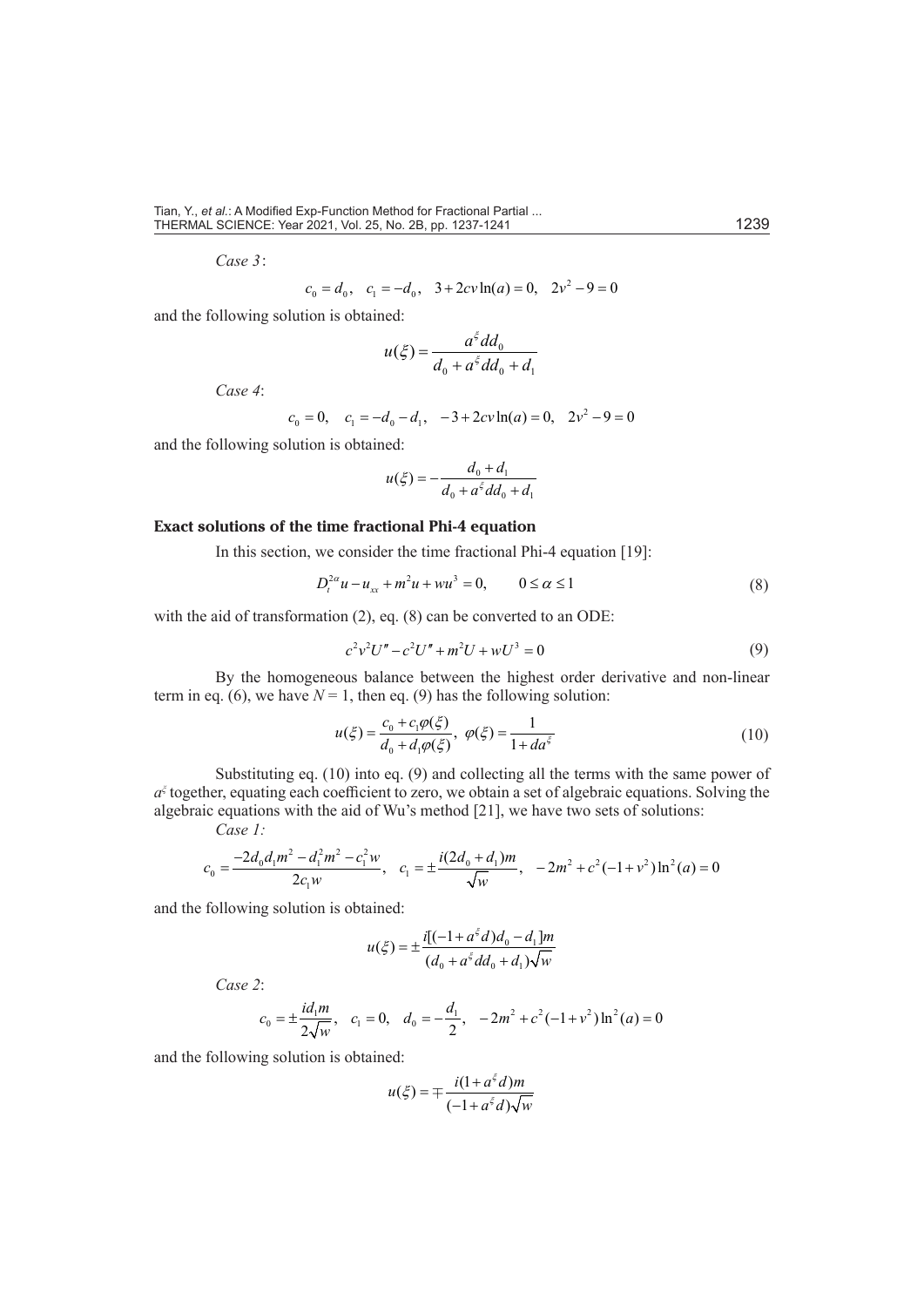*Case 3*:

$$c_0 = d_0, \quad c_1 = -d_0, \quad 3 + 2cv\ln(a) = 0, \quad 2v^2 - 9 = 0$$

and the following solution is obtained:

$$u(\xi) = \frac{a^{\xi} dd_0}{d_0 + a^{\xi} dd_0 + d_1}$$

*Case 4*:

$$c_0 = 0, \quad c_1 = -d_0 - d_1, \quad -3 + 2cv\ln(a) = 0, \quad 2v^2 - 9 = 0$$

and the following solution is obtained:

$$u(\xi) = -\frac{d_0 + d_1}{d_0 + a^{\xi} dd_0 + d_1}$$

## Exact solutions of the time fractional Phi-4 equation

In this section, we consider the time fractional Phi-4 equation [19]:

$$D_t^{2\alpha} u - u_{xx} + m^2 u + wu^3 = 0, \qquad 0 \le \alpha \le 1 \tag{8}$$

with the aid of transformation (2), eq. (8) can be converted to an ODE:

$$c^2 v^2 U'' - c^2 U'' + m^2 U + wU^3 = 0 \tag{9}$$

By the homogeneous balance between the highest order derivative and non-linear term in eq. (6), we have $N = 1$, then eq. (9) has the following solution:

$$u(\xi) = \frac{c_0 + c_1 \varphi(\xi)}{d_0 + d_1 \varphi(\xi)}, \quad \varphi(\xi) = \frac{1}{1 + da^{\xi}} \tag{10}$$

Substituting eq. (10) into eq. (9) and collecting all the terms with the same power of $a^{\xi}$ together, equating each coefficient to zero, we obtain a set of algebraic equations. Solving the algebraic equations with the aid of Wu's method [21], we have two sets of solutions:

*Case 1:*

$$c_0 = \frac{-2d_0 d_1 m^2 - d_1^2 m^2 - c_1^2 w}{2c_1 w}, \quad c_1 = \pm \frac{i(2d_0 + d_1)m}{\sqrt{w}}, \quad -2m^2 + c^2(-1 + v^2)\ln^2(a) = 0$$

and the following solution is obtained:

$$u(\xi) = \pm \frac{i[(-1 + a^{\xi} d)d_0 - d_1]m}{(d_0 + a^{\xi} dd_0 + d_1)\sqrt{w}}$$

*Case 2*:

$$c_0 = \pm \frac{id_1 m}{2\sqrt{w}}, \quad c_1 = 0, \quad d_0 = -\frac{d_1}{2}, \quad -2m^2 + c^2(-1 + v^2)\ln^2(a) = 0$$

and the following solution is obtained:

$$u(\xi) = \mp \frac{i(1 + a^{\xi} d)m}{(-1 + a^{\xi} d)\sqrt{w}}$$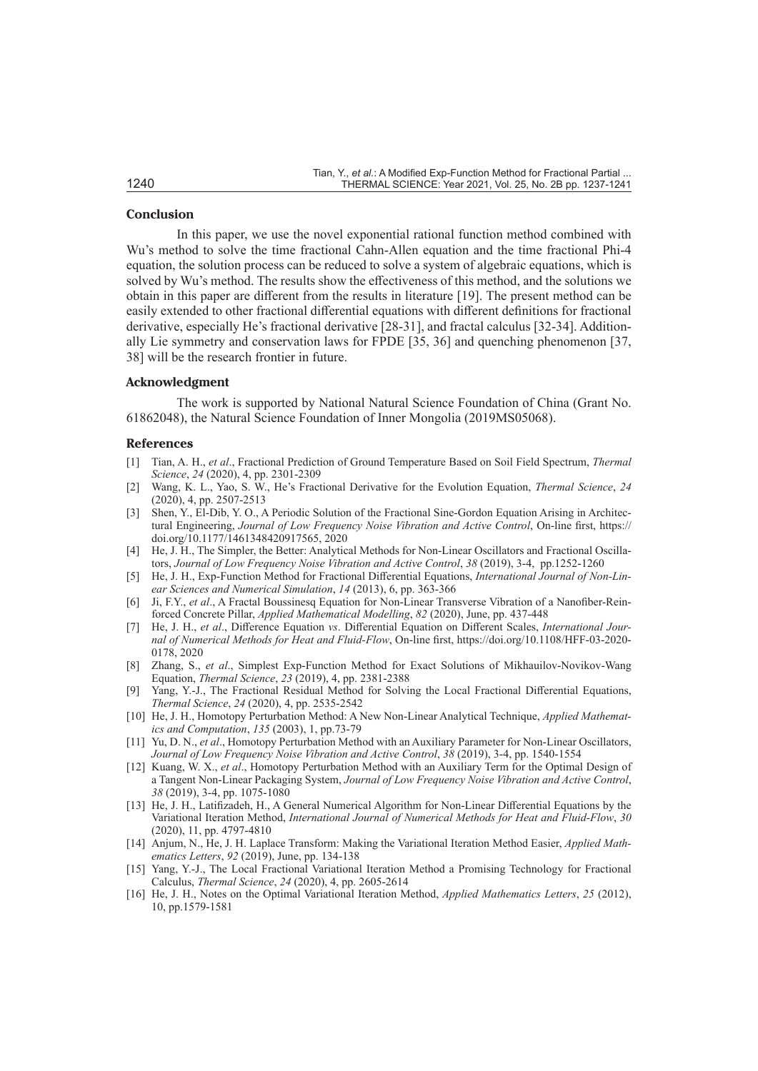### Conclusion

In this paper, we use the novel exponential rational function method combined with Wu's method to solve the time fractional Cahn-Allen equation and the time fractional Phi-4 equation, the solution process can be reduced to solve a system of algebraic equations, which is solved by Wu's method. The results show the effectiveness of this method, and the solutions we obtain in this paper are different from the results in literature [19]. The present method can be easily extended to other fractional differential equations with different definitions for fractional derivative, especially He's fractional derivative [28-31], and fractal calculus [32-34]. Additionally Lie symmetry and conservation laws for FPDE [35, 36] and quenching phenomenon [37, 38] will be the research frontier in future.

### Acknowledgment

The work is supported by National Natural Science Foundation of China (Grant No. 61862048), the Natural Science Foundation of Inner Mongolia (2019MS05068).

### References

- [1] Tian, A. H., *et al*., Fractional Prediction of Ground Temperature Based on Soil Field Spectrum, *Thermal Science*, *24* (2020), 4, pp. 2301-2309
- [2] Wang, K. L., Yao, S. W., He's Fractional Derivative for the Evolution Equation, *Thermal Science*, *24* (2020), 4, pp. 2507-2513
- [3] Shen, Y., El-Dib, Y. O., A Periodic Solution of the Fractional Sine-Gordon Equation Arising in Architectural Engineering, *Journal of Low Frequency Noise Vibration and Active Control*, On-line first, https://doi.org/10.1177/1461348420917565, 2020
- [4] He, J. H., The Simpler, the Better: Analytical Methods for Non-Linear Oscillators and Fractional Oscillators, *Journal of Low Frequency Noise Vibration and Active Control*, *38* (2019), 3-4, pp.1252-1260
- [5] He, J. H., Exp-Function Method for Fractional Differential Equations, *International Journal of Non-Linear Sciences and Numerical Simulation*, *14* (2013), 6, pp. 363-366
- [6] Ji, F.Y., *et al*., A Fractal Boussinesq Equation for Non-Linear Transverse Vibration of a Nanofiber-Reinforced Concrete Pillar, *Applied Mathematical Modelling*, *82* (2020), June, pp. 437-448
- [7] He, J. H., *et al*., Difference Equation *vs*. Differential Equation on Different Scales, *International Journal of Numerical Methods for Heat and Fluid-Flow*, On-line first, https://doi.org/10.1108/HFF-03-2020-0178, 2020
- [8] Zhang, S., *et al*., Simplest Exp-Function Method for Exact Solutions of Mikhauilov-Novikov-Wang Equation, *Thermal Science*, *23* (2019), 4, pp. 2381-2388
- [9] Yang, Y.-J., The Fractional Residual Method for Solving the Local Fractional Differential Equations, *Thermal Science*, *24* (2020), 4, pp. 2535-2542
- [10] He, J. H., Homotopy Perturbation Method: A New Non-Linear Analytical Technique, *Applied Mathematics and Computation*, *135* (2003), 1, pp.73-79
- [11] Yu, D. N., *et al*., Homotopy Perturbation Method with an Auxiliary Parameter for Non-Linear Oscillators, *Journal of Low Frequency Noise Vibration and Active Control*, *38* (2019), 3-4, pp. 1540-1554
- [12] Kuang, W. X., *et al*., Homotopy Perturbation Method with an Auxiliary Term for the Optimal Design of a Tangent Non-Linear Packaging System, *Journal of Low Frequency Noise Vibration and Active Control*, *38* (2019), 3-4, pp. 1075-1080
- [13] He, J. H., Latifizadeh, H., A General Numerical Algorithm for Non-Linear Differential Equations by the Variational Iteration Method, *International Journal of Numerical Methods for Heat and Fluid-Flow*, *30* (2020), 11, pp. 4797-4810
- [14] Anjum, N., He, J. H. Laplace Transform: Making the Variational Iteration Method Easier, *Applied Mathematics Letters*, *92* (2019), June, pp. 134-138
- [15] Yang, Y.-J., The Local Fractional Variational Iteration Method a Promising Technology for Fractional Calculus, *Thermal Science*, *24* (2020), 4, pp. 2605-2614
- [16] He, J. H., Notes on the Optimal Variational Iteration Method, *Applied Mathematics Letters*, *25* (2012), 10, pp.1579-1581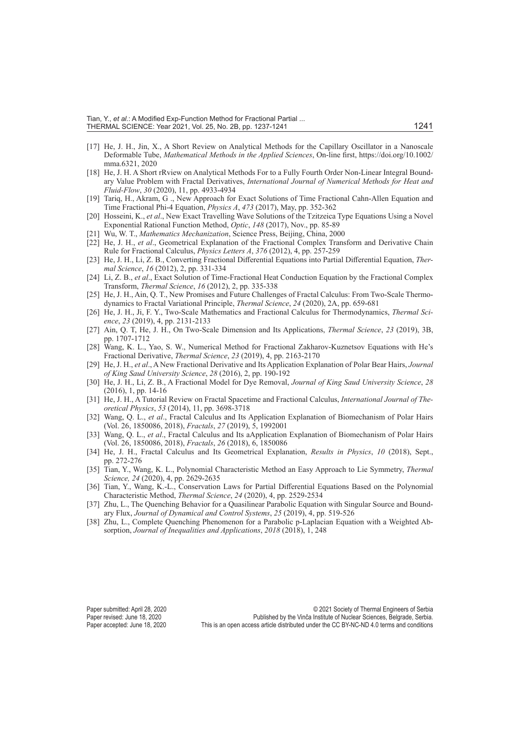[17] He, J. H., Jin, X., A Short Review on Analytical Methods for the Capillary Oscillator in a Nanoscale Deformable Tube, *Mathematical Methods in the Applied Sciences*, On-line first, https://doi.org/10.1002/mma.6321, 2020

[18] He, J. H. A Short rRview on Analytical Methods For to a Fully Fourth Order Non-Linear Integral Boundary Value Problem with Fractal Derivatives, *International Journal of Numerical Methods for Heat and Fluid-Flow*, *30* (2020), 11, pp. 4933-4934

[19] Tariq, H., Akram, G ., New Approach for Exact Solutions of Time Fractional Cahn-Allen Equation and Time Fractional Phi-4 Equation, *Physics A*, *473* (2017), May, pp. 352-362

[20] Hosseini, K., *et al*., New Exact Travelling Wave Solutions of the Tzitzeica Type Equations Using a Novel Exponential Rational Function Method, *Optic*, *148* (2017), Nov., pp. 85-89

[21] Wu, W. T., *Mathematics Mechanization*, Science Press, Beijing, China, 2000

[22] He, J. H., *et al*., Geometrical Explanation of the Fractional Complex Transform and Derivative Chain Rule for Fractional Calculus, *Physics Letters A*, *376* (2012), 4, pp. 257-259

[23] He, J. H., Li, Z. B., Converting Fractional Differential Equations into Partial Differential Equation, *Thermal Science*, *16* (2012), 2, pp. 331-334

[24] Li, Z. B., *et al*., Exact Solution of Time-Fractional Heat Conduction Equation by the Fractional Complex Transform, *Thermal Science*, *16* (2012), 2, pp. 335-338

[25] He, J. H., Ain, Q. T., New Promises and Future Challenges of Fractal Calculus: From Two-Scale Thermodynamics to Fractal Variational Principle, *Thermal Science*, *24* (2020), 2A, pp. 659-681

[26] He, J. H., Ji, F. Y., Two-Scale Mathematics and Fractional Calculus for Thermodynamics, *Thermal Science*, *23* (2019), 4, pp. 2131-2133

[27] Ain, Q. T, He, J. H., On Two-Scale Dimension and Its Applications, *Thermal Science*, *23* (2019), 3B, pp. 1707-1712

[28] Wang, K. L., Yao, S. W., Numerical Method for Fractional Zakharov-Kuznetsov Equations with He's Fractional Derivative, *Thermal Science*, *23* (2019), 4, pp. 2163-2170

[29] He, J. H., *et al*., A New Fractional Derivative and Its Application Explanation of Polar Bear Hairs, *Journal of King Saud University Science*, *28* (2016), 2, pp. 190-192

[30] He, J. H., Li, Z. B., A Fractional Model for Dye Removal, *Journal of King Saud University Science*, *28* (2016), 1, pp. 14-16

[31] He, J. H., A Tutorial Review on Fractal Spacetime and Fractional Calculus, *International Journal of Theoretical Physics*, *53* (2014), 11, pp. 3698-3718

[32] Wang, Q. L., *et al*., Fractal Calculus and Its Application Explanation of Biomechanism of Polar Hairs (Vol. 26, 1850086, 2018), *Fractals*, *27* (2019), 5, 1992001

[33] Wang, Q. L., *et al*., Fractal Calculus and Its aApplication Explanation of Biomechanism of Polar Hairs (Vol. 26, 1850086, 2018), *Fractals*, *26* (2018), 6, 1850086

[34] He, J. H., Fractal Calculus and Its Geometrical Explanation, *Results in Physics*, *10* (2018), Sept., pp. 272-276

[35] Tian, Y., Wang, K. L., Polynomial Characteristic Method an Easy Approach to Lie Symmetry, *Thermal Science, 24* (2020), 4, pp. 2629-2635

[36] Tian, Y., Wang, K.-L., Conservation Laws for Partial Differential Equations Based on the Polynomial Characteristic Method, *Thermal Science*, *24* (2020), 4, pp. 2529-2534

[37] Zhu, L., The Quenching Behavior for a Quasilinear Parabolic Equation with Singular Source and Boundary Flux, *Journal of Dynamical and Control Systems*, *25* (2019), 4, pp. 519-526

[38] Zhu, L., Complete Quenching Phenomenon for a Parabolic p-Laplacian Equation with a Weighted Absorption, *Journal of Inequalities and Applications*, *2018* (2018), 1, 248

Paper submitted: April 28, 2020
Paper revised: June 18, 2020
Paper accepted: June 18, 2020

© 2021 Society of Thermal Engineers of Serbia
Published by the Vinča Institute of Nuclear Sciences, Belgrade, Serbia.
This is an open access article distributed under the CC BY-NC-ND 4.0 terms and conditions